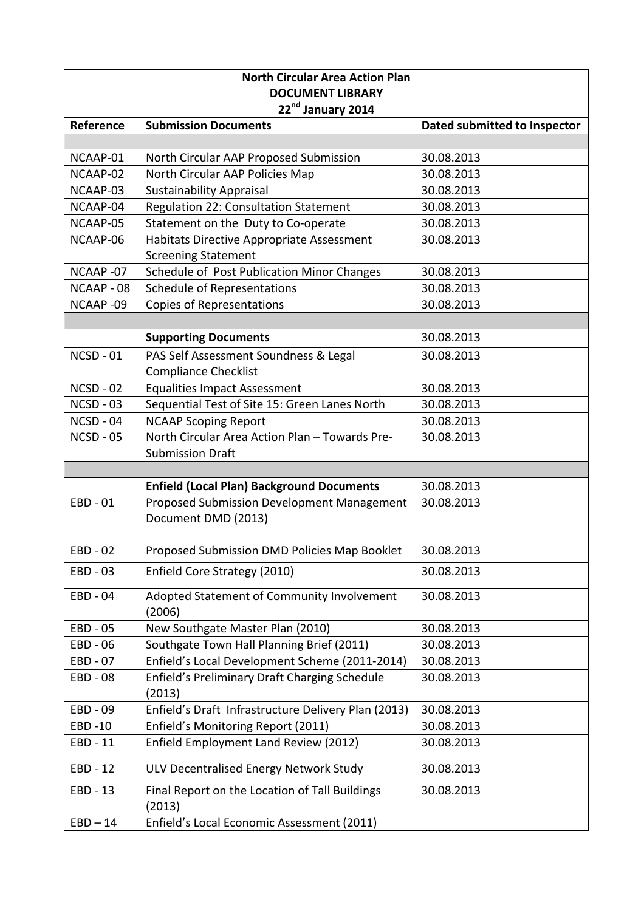| North Circular Area Action Plan<br>DOCUMENT LIBRARY<br>22nd January 2014 | | |
|---|---|---|
| **Reference** | **Submission Documents** | **Dated submitted to Inspector** |
| | | |
| NCAAP-01 | North Circular AAP Proposed Submission | 30.08.2013 |
| NCAAP-02 | North Circular AAP Policies Map | 30.08.2013 |
| NCAAP-03 | Sustainability Appraisal | 30.08.2013 |
| NCAAP-04 | Regulation 22: Consultation Statement | 30.08.2013 |
| NCAAP-05 | Statement on the Duty to Co-operate | 30.08.2013 |
| NCAAP-06 | Habitats Directive Appropriate Assessment Screening Statement | 30.08.2013 |
| NCAAP -07 | Schedule of Post Publication Minor Changes | 30.08.2013 |
| NCAAP - 08 | Schedule of Representations | 30.08.2013 |
| NCAAP -09 | Copies of Representations | 30.08.2013 |
| | | |
| | **Supporting Documents** | 30.08.2013 |
| NCSD - 01 | PAS Self Assessment Soundness & Legal Compliance Checklist | 30.08.2013 |
| NCSD - 02 | Equalities Impact Assessment | 30.08.2013 |
| NCSD - 03 | Sequential Test of Site 15: Green Lanes North | 30.08.2013 |
| NCSD - 04 | NCAAP Scoping Report | 30.08.2013 |
| NCSD - 05 | North Circular Area Action Plan – Towards Pre-Submission Draft | 30.08.2013 |
| | | |
| | **Enfield (Local Plan) Background Documents** | 30.08.2013 |
| EBD - 01 | Proposed Submission Development Management Document DMD (2013) | 30.08.2013 |
| EBD - 02 | Proposed Submission DMD Policies Map Booklet | 30.08.2013 |
| EBD - 03 | Enfield Core Strategy (2010) | 30.08.2013 |
| EBD - 04 | Adopted Statement of Community Involvement (2006) | 30.08.2013 |
| EBD - 05 | New Southgate Master Plan (2010) | 30.08.2013 |
| EBD - 06 | Southgate Town Hall Planning Brief (2011) | 30.08.2013 |
| EBD - 07 | Enfield's Local Development Scheme (2011-2014) | 30.08.2013 |
| EBD - 08 | Enfield's Preliminary Draft Charging Schedule (2013) | 30.08.2013 |
| EBD - 09 | Enfield's Draft Infrastructure Delivery Plan (2013) | 30.08.2013 |
| EBD -10 | Enfield's Monitoring Report (2011) | 30.08.2013 |
| EBD - 11 | Enfield Employment Land Review (2012) | 30.08.2013 |
| EBD - 12 | ULV Decentralised Energy Network Study | 30.08.2013 |
| EBD - 13 | Final Report on the Location of Tall Buildings (2013) | 30.08.2013 |
| EBD – 14 | Enfield's Local Economic Assessment (2011) | |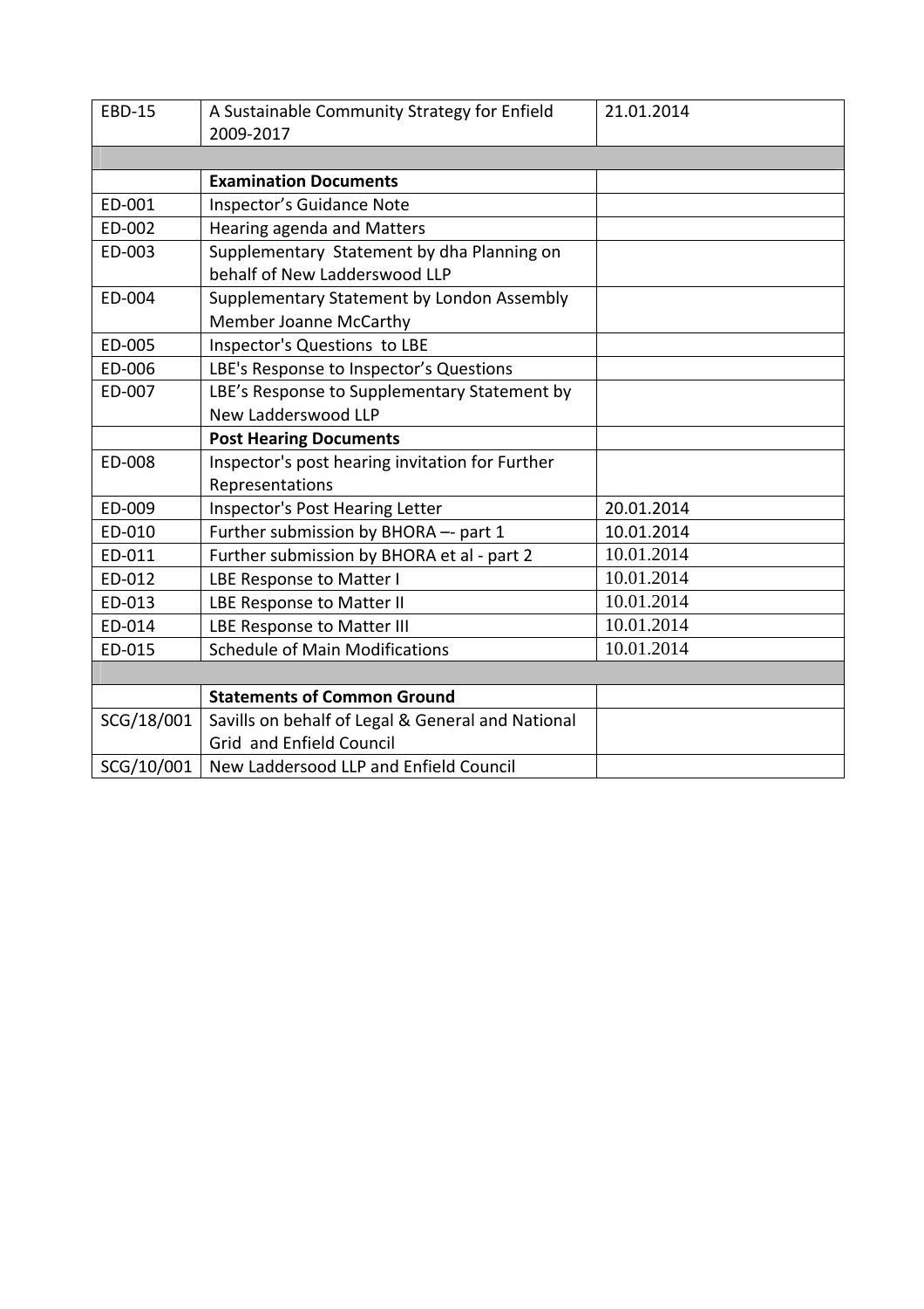| | | |
|---|---|---|
| EBD-15 | A Sustainable Community Strategy for Enfield 2009-2017 | 21.01.2014 |
| | | |
| | **Examination Documents** | |
| ED-001 | Inspector's Guidance Note | |
| ED-002 | Hearing agenda and Matters | |
| ED-003 | Supplementary  Statement by dha Planning on behalf of New Ladderswood LLP | |
| ED-004 | Supplementary Statement by London Assembly Member Joanne McCarthy | |
| ED-005 | Inspector's Questions  to LBE | |
| ED-006 | LBE's Response to Inspector's Questions | |
| ED-007 | LBE's Response to Supplementary Statement by New Ladderswood LLP | |
| | **Post Hearing Documents** | |
| ED-008 | Inspector's post hearing invitation for Further Representations | |
| ED-009 | Inspector's Post Hearing Letter | 20.01.2014 |
| ED-010 | Further submission by BHORA –- part 1 | 10.01.2014 |
| ED-011 | Further submission by BHORA et al - part 2 | 10.01.2014 |
| ED-012 | LBE Response to Matter I | 10.01.2014 |
| ED-013 | LBE Response to Matter II | 10.01.2014 |
| ED-014 | LBE Response to Matter III | 10.01.2014 |
| ED-015 | Schedule of Main Modifications | 10.01.2014 |
| | | |
| | **Statements of Common Ground** | |
| SCG/18/001 | Savills on behalf of Legal & General and National Grid  and Enfield Council | |
| SCG/10/001 | New Laddersood LLP and Enfield Council | |